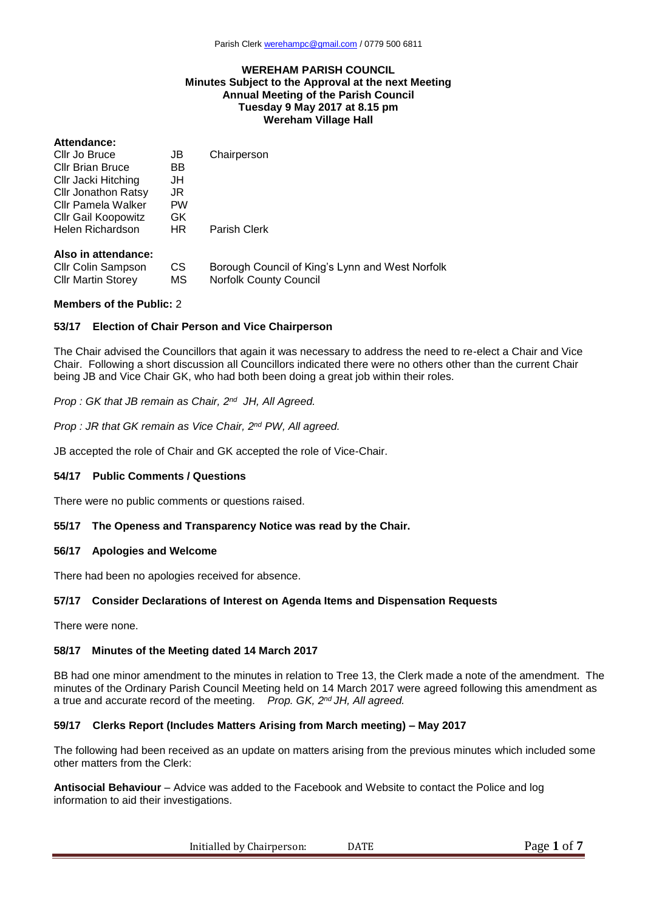**WEREHAM PARISH COUNCIL**
**Minutes Subject to the Approval at the next Meeting**
**Annual Meeting of the Parish Council**
**Tuesday 9 May 2017 at 8.15 pm**
**Wereham Village Hall**

**Attendance:**

| | | |
|---|---|---|
| Cllr Jo Bruce | JB | Chairperson |
| Cllr Brian Bruce | BB | |
| Cllr Jacki Hitching | JH | |
| Cllr Jonathon Ratsy | JR | |
| Cllr Pamela Walker | PW | |
| Cllr Gail Koopowitz | GK | |
| Helen Richardson | HR | Parish Clerk |

**Also in attendance:**

| | | |
|---|---|---|
| Cllr Colin Sampson | CS | Borough Council of King's Lynn and West Norfolk |
| Cllr Martin Storey | MS | Norfolk County Council |

**Members of the Public:** 2

## 53/17 Election of Chair Person and Vice Chairperson

The Chair advised the Councillors that again it was necessary to address the need to re-elect a Chair and Vice Chair. Following a short discussion all Councillors indicated there were no others other than the current Chair being JB and Vice Chair GK, who had both been doing a great job within their roles.

*Prop : GK that JB remain as Chair, 2nd JH, All Agreed.*

*Prop : JR that GK remain as Vice Chair, 2nd PW, All agreed.*

JB accepted the role of Chair and GK accepted the role of Vice-Chair.

## 54/17 Public Comments / Questions

There were no public comments or questions raised.

## 55/17 The Openess and Transparency Notice was read by the Chair.

## 56/17 Apologies and Welcome

There had been no apologies received for absence.

## 57/17 Consider Declarations of Interest on Agenda Items and Dispensation Requests

There were none.

## 58/17 Minutes of the Meeting dated 14 March 2017

BB had one minor amendment to the minutes in relation to Tree 13, the Clerk made a note of the amendment. The minutes of the Ordinary Parish Council Meeting held on 14 March 2017 were agreed following this amendment as a true and accurate record of the meeting. *Prop. GK, 2nd JH, All agreed.*

## 59/17 Clerks Report (Includes Matters Arising from March meeting) – May 2017

The following had been received as an update on matters arising from the previous minutes which included some other matters from the Clerk:

**Antisocial Behaviour** – Advice was added to the Facebook and Website to contact the Police and log information to aid their investigations.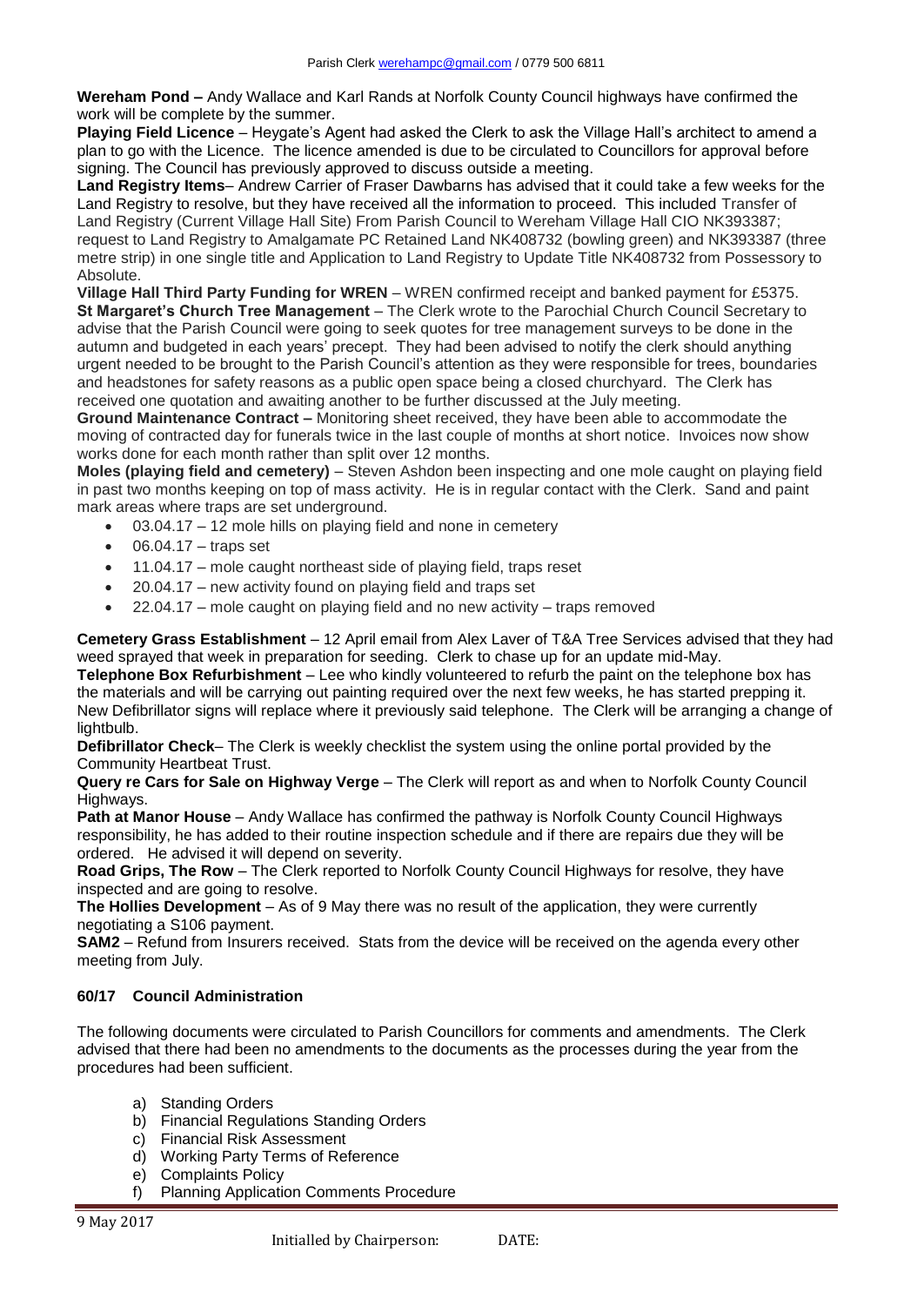**Wereham Pond –** Andy Wallace and Karl Rands at Norfolk County Council highways have confirmed the work will be complete by the summer.

**Playing Field Licence** – Heygate's Agent had asked the Clerk to ask the Village Hall's architect to amend a plan to go with the Licence. The licence amended is due to be circulated to Councillors for approval before signing. The Council has previously approved to discuss outside a meeting.

**Land Registry Items**– Andrew Carrier of Fraser Dawbarns has advised that it could take a few weeks for the Land Registry to resolve, but they have received all the information to proceed. This included Transfer of Land Registry (Current Village Hall Site) From Parish Council to Wereham Village Hall CIO NK393387; request to Land Registry to Amalgamate PC Retained Land NK408732 (bowling green) and NK393387 (three metre strip) in one single title and Application to Land Registry to Update Title NK408732 from Possessory to Absolute.

**Village Hall Third Party Funding for WREN** – WREN confirmed receipt and banked payment for £5375.

**St Margaret's Church Tree Management** – The Clerk wrote to the Parochial Church Council Secretary to advise that the Parish Council were going to seek quotes for tree management surveys to be done in the autumn and budgeted in each years' precept. They had been advised to notify the clerk should anything urgent needed to be brought to the Parish Council's attention as they were responsible for trees, boundaries and headstones for safety reasons as a public open space being a closed churchyard. The Clerk has received one quotation and awaiting another to be further discussed at the July meeting.

**Ground Maintenance Contract –** Monitoring sheet received, they have been able to accommodate the moving of contracted day for funerals twice in the last couple of months at short notice. Invoices now show works done for each month rather than split over 12 months.

**Moles (playing field and cemetery)** – Steven Ashdon been inspecting and one mole caught on playing field in past two months keeping on top of mass activity. He is in regular contact with the Clerk. Sand and paint mark areas where traps are set underground.

- 03.04.17 – 12 mole hills on playing field and none in cemetery
- 06.04.17 – traps set
- 11.04.17 – mole caught northeast side of playing field, traps reset
- 20.04.17 – new activity found on playing field and traps set
- 22.04.17 – mole caught on playing field and no new activity – traps removed

**Cemetery Grass Establishment** – 12 April email from Alex Laver of T&A Tree Services advised that they had weed sprayed that week in preparation for seeding. Clerk to chase up for an update mid-May.

**Telephone Box Refurbishment** – Lee who kindly volunteered to refurb the paint on the telephone box has the materials and will be carrying out painting required over the next few weeks, he has started prepping it. New Defibrillator signs will replace where it previously said telephone. The Clerk will be arranging a change of lightbulb.

**Defibrillator Check**– The Clerk is weekly checklist the system using the online portal provided by the Community Heartbeat Trust.

**Query re Cars for Sale on Highway Verge** – The Clerk will report as and when to Norfolk County Council Highways.

**Path at Manor House** – Andy Wallace has confirmed the pathway is Norfolk County Council Highways responsibility, he has added to their routine inspection schedule and if there are repairs due they will be ordered. He advised it will depend on severity.

**Road Grips, The Row** – The Clerk reported to Norfolk County Council Highways for resolve, they have inspected and are going to resolve.

**The Hollies Development** – As of 9 May there was no result of the application, they were currently negotiating a S106 payment.

**SAM2** – Refund from Insurers received. Stats from the device will be received on the agenda every other meeting from July.

### 60/17 Council Administration

The following documents were circulated to Parish Councillors for comments and amendments. The Clerk advised that there had been no amendments to the documents as the processes during the year from the procedures had been sufficient.

a) Standing Orders
b) Financial Regulations Standing Orders
c) Financial Risk Assessment
d) Working Party Terms of Reference
e) Complaints Policy
f) Planning Application Comments Procedure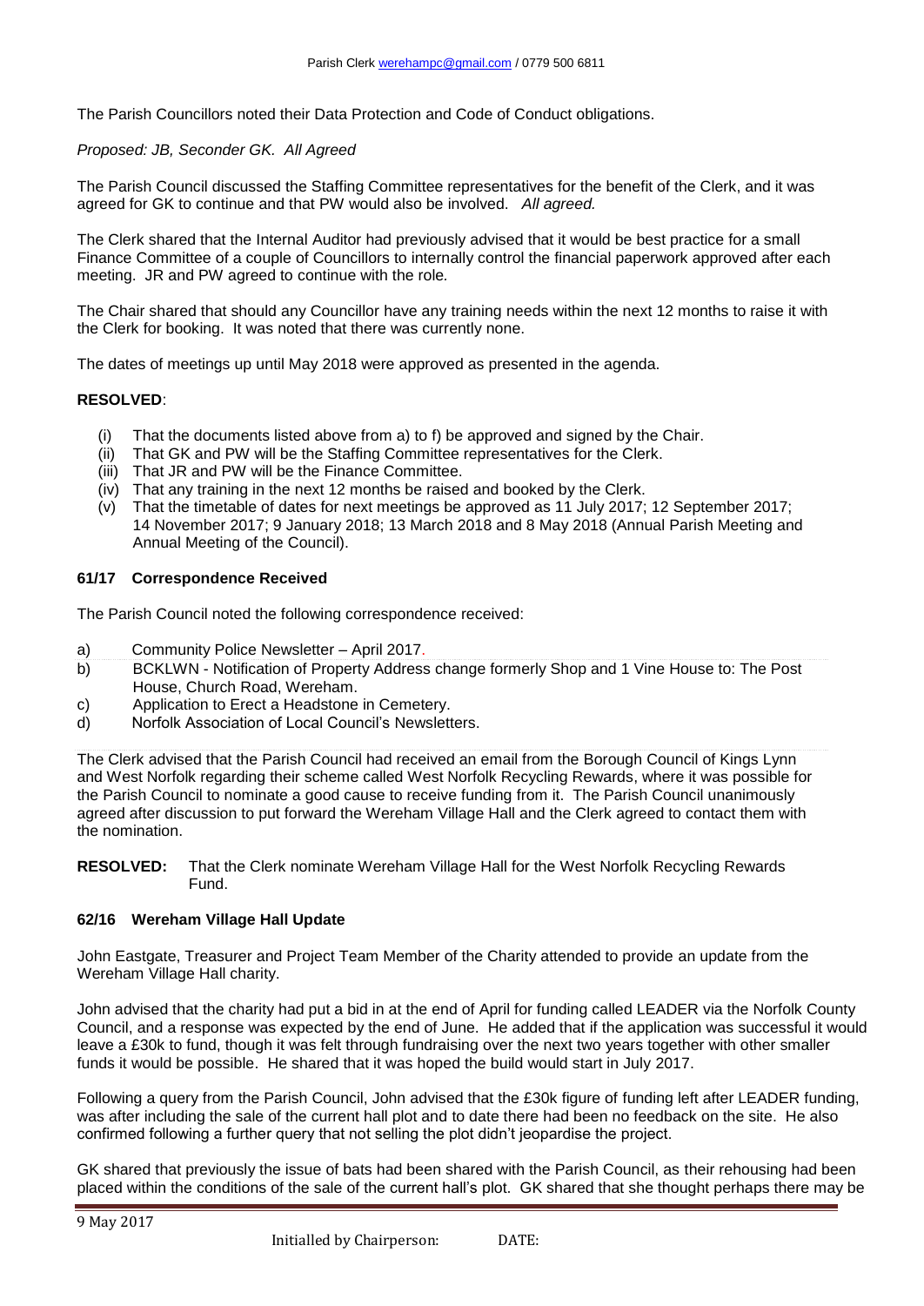The Parish Councillors noted their Data Protection and Code of Conduct obligations.

*Proposed: JB, Seconder GK. All Agreed*

The Parish Council discussed the Staffing Committee representatives for the benefit of the Clerk, and it was agreed for GK to continue and that PW would also be involved. *All agreed.*

The Clerk shared that the Internal Auditor had previously advised that it would be best practice for a small Finance Committee of a couple of Councillors to internally control the financial paperwork approved after each meeting. JR and PW agreed to continue with the role.

The Chair shared that should any Councillor have any training needs within the next 12 months to raise it with the Clerk for booking. It was noted that there was currently none.

The dates of meetings up until May 2018 were approved as presented in the agenda.

**RESOLVED**:

- (i) That the documents listed above from a) to f) be approved and signed by the Chair.
- (ii) That GK and PW will be the Staffing Committee representatives for the Clerk.
- (iii) That JR and PW will be the Finance Committee.
- (iv) That any training in the next 12 months be raised and booked by the Clerk.
- (v) That the timetable of dates for next meetings be approved as 11 July 2017; 12 September 2017; 14 November 2017; 9 January 2018; 13 March 2018 and 8 May 2018 (Annual Parish Meeting and Annual Meeting of the Council).

**61/17 Correspondence Received**

The Parish Council noted the following correspondence received:

- a) Community Police Newsletter – April 2017.
- b) BCKLWN - Notification of Property Address change formerly Shop and 1 Vine House to: The Post House, Church Road, Wereham.
- c) Application to Erect a Headstone in Cemetery.
- d) Norfolk Association of Local Council's Newsletters.

The Clerk advised that the Parish Council had received an email from the Borough Council of Kings Lynn and West Norfolk regarding their scheme called West Norfolk Recycling Rewards, where it was possible for the Parish Council to nominate a good cause to receive funding from it. The Parish Council unanimously agreed after discussion to put forward the Wereham Village Hall and the Clerk agreed to contact them with the nomination.

**RESOLVED:** That the Clerk nominate Wereham Village Hall for the West Norfolk Recycling Rewards Fund.

**62/16 Wereham Village Hall Update**

John Eastgate, Treasurer and Project Team Member of the Charity attended to provide an update from the Wereham Village Hall charity.

John advised that the charity had put a bid in at the end of April for funding called LEADER via the Norfolk County Council, and a response was expected by the end of June. He added that if the application was successful it would leave a £30k to fund, though it was felt through fundraising over the next two years together with other smaller funds it would be possible. He shared that it was hoped the build would start in July 2017.

Following a query from the Parish Council, John advised that the £30k figure of funding left after LEADER funding, was after including the sale of the current hall plot and to date there had been no feedback on the site. He also confirmed following a further query that not selling the plot didn't jeopardise the project.

GK shared that previously the issue of bats had been shared with the Parish Council, as their rehousing had been placed within the conditions of the sale of the current hall's plot. GK shared that she thought perhaps there may be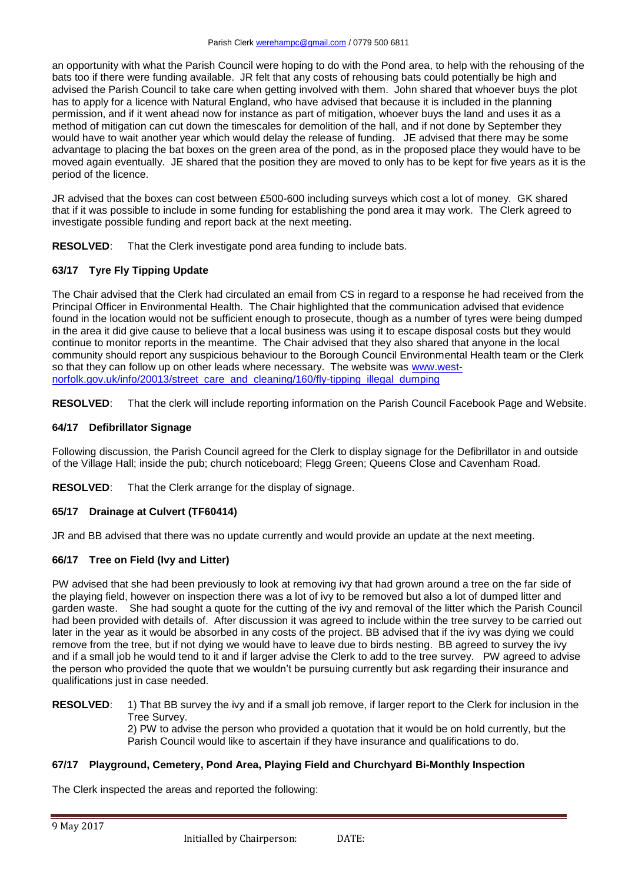an opportunity with what the Parish Council were hoping to do with the Pond area, to help with the rehousing of the bats too if there were funding available. JR felt that any costs of rehousing bats could potentially be high and advised the Parish Council to take care when getting involved with them. John shared that whoever buys the plot has to apply for a licence with Natural England, who have advised that because it is included in the planning permission, and if it went ahead now for instance as part of mitigation, whoever buys the land and uses it as a method of mitigation can cut down the timescales for demolition of the hall, and if not done by September they would have to wait another year which would delay the release of funding. JE advised that there may be some advantage to placing the bat boxes on the green area of the pond, as in the proposed place they would have to be moved again eventually. JE shared that the position they are moved to only has to be kept for five years as it is the period of the licence.

JR advised that the boxes can cost between £500-600 including surveys which cost a lot of money. GK shared that if it was possible to include in some funding for establishing the pond area it may work. The Clerk agreed to investigate possible funding and report back at the next meeting.

**RESOLVED**: That the Clerk investigate pond area funding to include bats.

### 63/17 Tyre Fly Tipping Update

The Chair advised that the Clerk had circulated an email from CS in regard to a response he had received from the Principal Officer in Environmental Health. The Chair highlighted that the communication advised that evidence found in the location would not be sufficient enough to prosecute, though as a number of tyres were being dumped in the area it did give cause to believe that a local business was using it to escape disposal costs but they would continue to monitor reports in the meantime. The Chair advised that they also shared that anyone in the local community should report any suspicious behaviour to the Borough Council Environmental Health team or the Clerk so that they can follow up on other leads where necessary. The website was www.west-norfolk.gov.uk/info/20013/street_care_and_cleaning/160/fly-tipping_illegal_dumping

**RESOLVED**: That the clerk will include reporting information on the Parish Council Facebook Page and Website.

### 64/17 Defibrillator Signage

Following discussion, the Parish Council agreed for the Clerk to display signage for the Defibrillator in and outside of the Village Hall; inside the pub; church noticeboard; Flegg Green; Queens Close and Cavenham Road.

**RESOLVED**: That the Clerk arrange for the display of signage.

### 65/17 Drainage at Culvert (TF60414)

JR and BB advised that there was no update currently and would provide an update at the next meeting.

### 66/17 Tree on Field (Ivy and Litter)

PW advised that she had been previously to look at removing ivy that had grown around a tree on the far side of the playing field, however on inspection there was a lot of ivy to be removed but also a lot of dumped litter and garden waste. She had sought a quote for the cutting of the ivy and removal of the litter which the Parish Council had been provided with details of. After discussion it was agreed to include within the tree survey to be carried out later in the year as it would be absorbed in any costs of the project. BB advised that if the ivy was dying we could remove from the tree, but if not dying we would have to leave due to birds nesting. BB agreed to survey the ivy and if a small job he would tend to it and if larger advise the Clerk to add to the tree survey. PW agreed to advise the person who provided the quote that we wouldn't be pursuing currently but ask regarding their insurance and qualifications just in case needed.

**RESOLVED**: 1) That BB survey the ivy and if a small job remove, if larger report to the Clerk for inclusion in the Tree Survey.
2) PW to advise the person who provided a quotation that it would be on hold currently, but the Parish Council would like to ascertain if they have insurance and qualifications to do.

### 67/17 Playground, Cemetery, Pond Area, Playing Field and Churchyard Bi-Monthly Inspection

The Clerk inspected the areas and reported the following: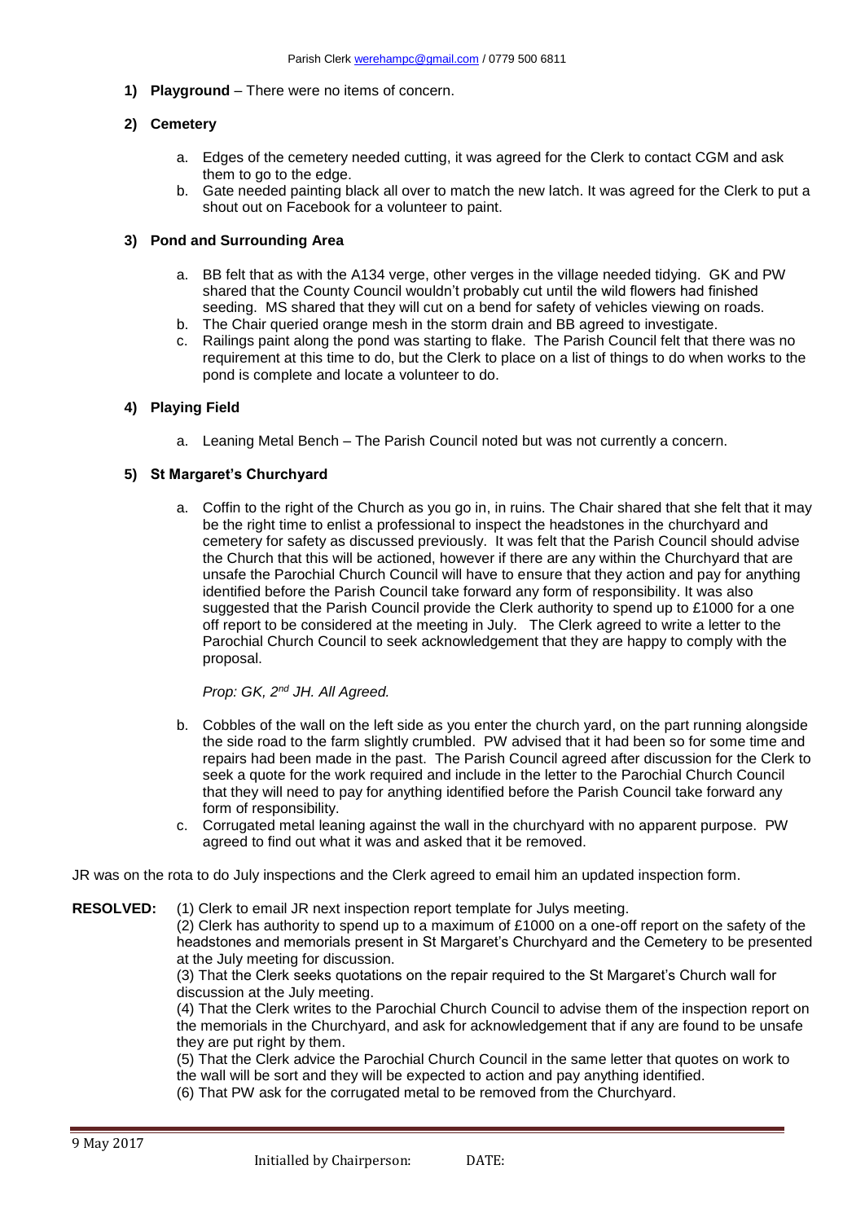1) **Playground** – There were no items of concern.

2) **Cemetery**

   a. Edges of the cemetery needed cutting, it was agreed for the Clerk to contact CGM and ask them to go to the edge.
   b. Gate needed painting black all over to match the new latch. It was agreed for the Clerk to put a shout out on Facebook for a volunteer to paint.

3) **Pond and Surrounding Area**

   a. BB felt that as with the A134 verge, other verges in the village needed tidying. GK and PW shared that the County Council wouldn't probably cut until the wild flowers had finished seeding. MS shared that they will cut on a bend for safety of vehicles viewing on roads.
   b. The Chair queried orange mesh in the storm drain and BB agreed to investigate.
   c. Railings paint along the pond was starting to flake. The Parish Council felt that there was no requirement at this time to do, but the Clerk to place on a list of things to do when works to the pond is complete and locate a volunteer to do.

4) **Playing Field**

   a. Leaning Metal Bench – The Parish Council noted but was not currently a concern.

5) **St Margaret's Churchyard**

   a. Coffin to the right of the Church as you go in, in ruins. The Chair shared that she felt that it may be the right time to enlist a professional to inspect the headstones in the churchyard and cemetery for safety as discussed previously. It was felt that the Parish Council should advise the Church that this will be actioned, however if there are any within the Churchyard that are unsafe the Parochial Church Council will have to ensure that they action and pay for anything identified before the Parish Council take forward any form of responsibility. It was also suggested that the Parish Council provide the Clerk authority to spend up to £1000 for a one off report to be considered at the meeting in July. The Clerk agreed to write a letter to the Parochial Church Council to seek acknowledgement that they are happy to comply with the proposal.

      *Prop: GK, 2nd JH. All Agreed.*

   b. Cobbles of the wall on the left side as you enter the church yard, on the part running alongside the side road to the farm slightly crumbled. PW advised that it had been so for some time and repairs had been made in the past. The Parish Council agreed after discussion for the Clerk to seek a quote for the work required and include in the letter to the Parochial Church Council that they will need to pay for anything identified before the Parish Council take forward any form of responsibility.
   c. Corrugated metal leaning against the wall in the churchyard with no apparent purpose. PW agreed to find out what it was and asked that it be removed.

JR was on the rota to do July inspections and the Clerk agreed to email him an updated inspection form.

**RESOLVED:** (1) Clerk to email JR next inspection report template for Julys meeting.
(2) Clerk has authority to spend up to a maximum of £1000 on a one-off report on the safety of the headstones and memorials present in St Margaret's Churchyard and the Cemetery to be presented at the July meeting for discussion.
(3) That the Clerk seeks quotations on the repair required to the St Margaret's Church wall for discussion at the July meeting.
(4) That the Clerk writes to the Parochial Church Council to advise them of the inspection report on the memorials in the Churchyard, and ask for acknowledgement that if any are found to be unsafe they are put right by them.
(5) That the Clerk advice the Parochial Church Council in the same letter that quotes on work to the wall will be sort and they will be expected to action and pay anything identified.
(6) That PW ask for the corrugated metal to be removed from the Churchyard.

9 May 2017

Initialled by Chairperson: DATE: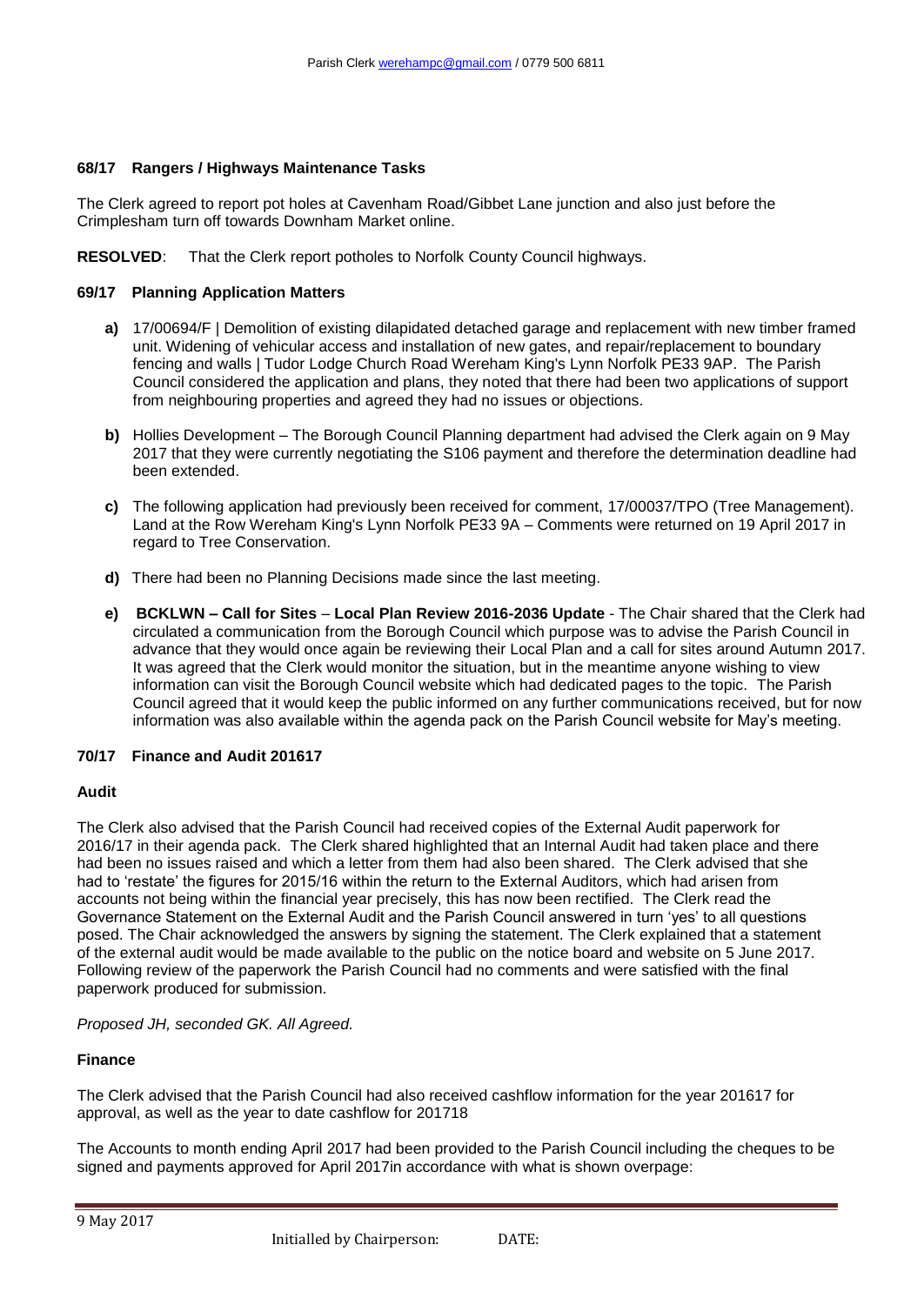### 68/17 Rangers / Highways Maintenance Tasks

The Clerk agreed to report pot holes at Cavenham Road/Gibbet Lane junction and also just before the Crimplesham turn off towards Downham Market online.

**RESOLVED**: That the Clerk report potholes to Norfolk County Council highways.

### 69/17 Planning Application Matters

**a)** 17/00694/F | Demolition of existing dilapidated detached garage and replacement with new timber framed unit. Widening of vehicular access and installation of new gates, and repair/replacement to boundary fencing and walls | Tudor Lodge Church Road Wereham King's Lynn Norfolk PE33 9AP. The Parish Council considered the application and plans, they noted that there had been two applications of support from neighbouring properties and agreed they had no issues or objections.

**b)** Hollies Development – The Borough Council Planning department had advised the Clerk again on 9 May 2017 that they were currently negotiating the S106 payment and therefore the determination deadline had been extended.

**c)** The following application had previously been received for comment, 17/00037/TPO (Tree Management). Land at the Row Wereham King's Lynn Norfolk PE33 9A – Comments were returned on 19 April 2017 in regard to Tree Conservation.

**d)** There had been no Planning Decisions made since the last meeting.

**e)** **BCKLWN – Call for Sites** – **Local Plan Review 2016-2036 Update** - The Chair shared that the Clerk had circulated a communication from the Borough Council which purpose was to advise the Parish Council in advance that they would once again be reviewing their Local Plan and a call for sites around Autumn 2017. It was agreed that the Clerk would monitor the situation, but in the meantime anyone wishing to view information can visit the Borough Council website which had dedicated pages to the topic. The Parish Council agreed that it would keep the public informed on any further communications received, but for now information was also available within the agenda pack on the Parish Council website for May's meeting.

### 70/17 Finance and Audit 201617

#### Audit

The Clerk also advised that the Parish Council had received copies of the External Audit paperwork for 2016/17 in their agenda pack. The Clerk shared highlighted that an Internal Audit had taken place and there had been no issues raised and which a letter from them had also been shared. The Clerk advised that she had to 'restate' the figures for 2015/16 within the return to the External Auditors, which had arisen from accounts not being within the financial year precisely, this has now been rectified. The Clerk read the Governance Statement on the External Audit and the Parish Council answered in turn 'yes' to all questions posed. The Chair acknowledged the answers by signing the statement. The Clerk explained that a statement of the external audit would be made available to the public on the notice board and website on 5 June 2017. Following review of the paperwork the Parish Council had no comments and were satisfied with the final paperwork produced for submission.

*Proposed JH, seconded GK. All Agreed.*

#### Finance

The Clerk advised that the Parish Council had also received cashflow information for the year 201617 for approval, as well as the year to date cashflow for 201718

The Accounts to month ending April 2017 had been provided to the Parish Council including the cheques to be signed and payments approved for April 2017in accordance with what is shown overpage: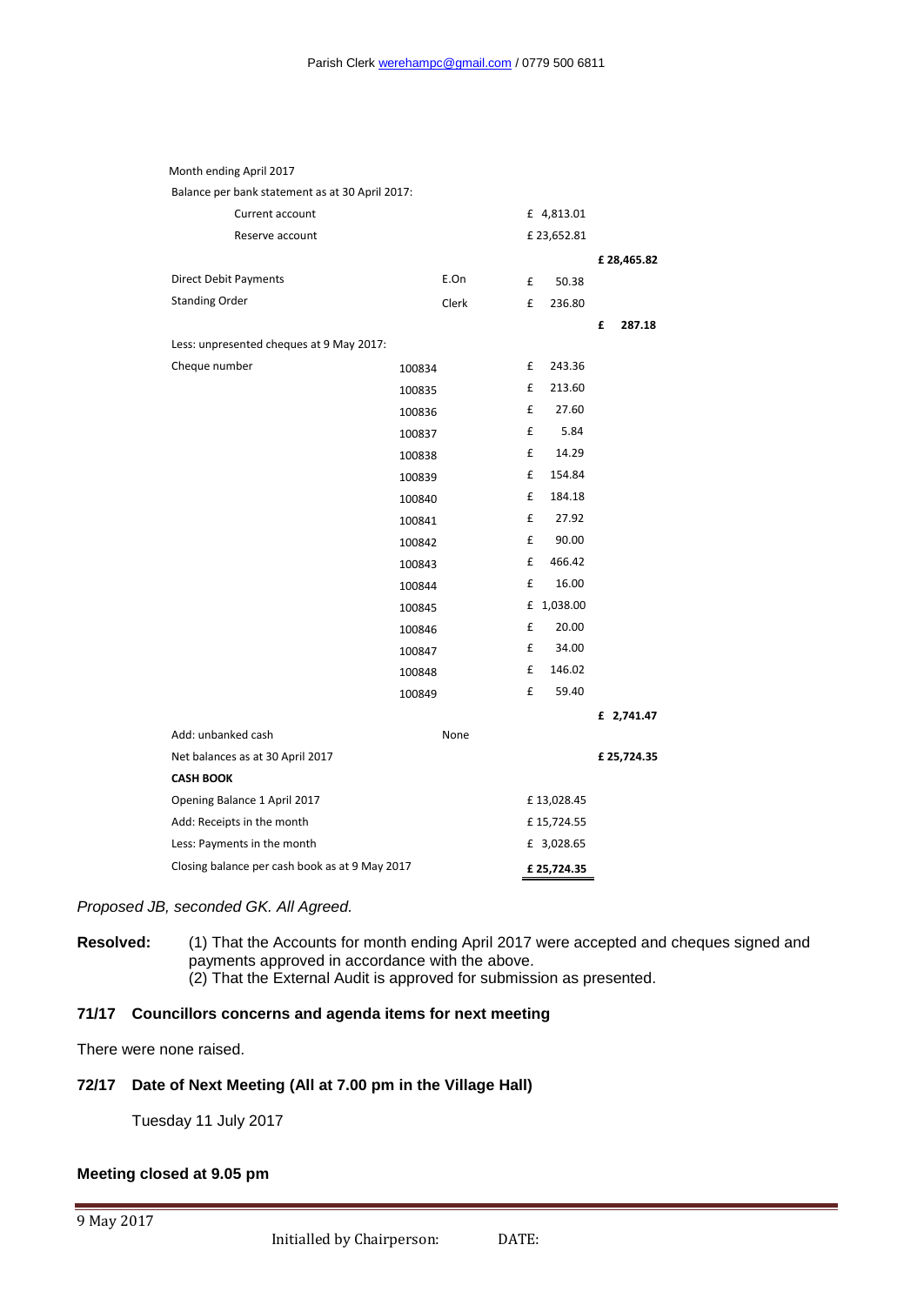| | | | | |
|---|---|---|---|---|
| Month ending April 2017 | | | | |
| Balance per bank statement as at 30 April 2017: | | | | |
| Current account | | | £ 4,813.01 | |
| Reserve account | | | £ 23,652.81 | |
| | | | | **£ 28,465.82** |
| Direct Debit Payments | | E.On | £ 50.38 | |
| Standing Order | | Clerk | £ 236.80 | |
| | | | | **£ 287.18** |
| Less: unpresented cheques at 9 May 2017: | | | | |
| Cheque number | 100834 | | £ 243.36 | |
| | 100835 | | £ 213.60 | |
| | 100836 | | £ 27.60 | |
| | 100837 | | £ 5.84 | |
| | 100838 | | £ 14.29 | |
| | 100839 | | £ 154.84 | |
| | 100840 | | £ 184.18 | |
| | 100841 | | £ 27.92 | |
| | 100842 | | £ 90.00 | |
| | 100843 | | £ 466.42 | |
| | 100844 | | £ 16.00 | |
| | 100845 | | £ 1,038.00 | |
| | 100846 | | £ 20.00 | |
| | 100847 | | £ 34.00 | |
| | 100848 | | £ 146.02 | |
| | 100849 | | £ 59.40 | |
| | | | | **£ 2,741.47** |
| Add: unbanked cash | | None | | |
| Net balances as at 30 April 2017 | | | | **£ 25,724.35** |
| **CASH BOOK** | | | | |
| Opening Balance 1 April 2017 | | | £ 13,028.45 | |
| Add: Receipts in the month | | | £ 15,724.55 | |
| Less: Payments in the month | | | £ 3,028.65 | |
| Closing balance per cash book as at 9 May 2017 | | | **£ 25,724.35** | |

*Proposed JB, seconded GK. All Agreed.*

**Resolved:** (1) That the Accounts for month ending April 2017 were accepted and cheques signed and payments approved in accordance with the above.
(2) That the External Audit is approved for submission as presented.

### 71/17 Councillors concerns and agenda items for next meeting

There were none raised.

### 72/17 Date of Next Meeting (All at 7.00 pm in the Village Hall)

Tuesday 11 July 2017

**Meeting closed at 9.05 pm**

Initialled by Chairperson: DATE: